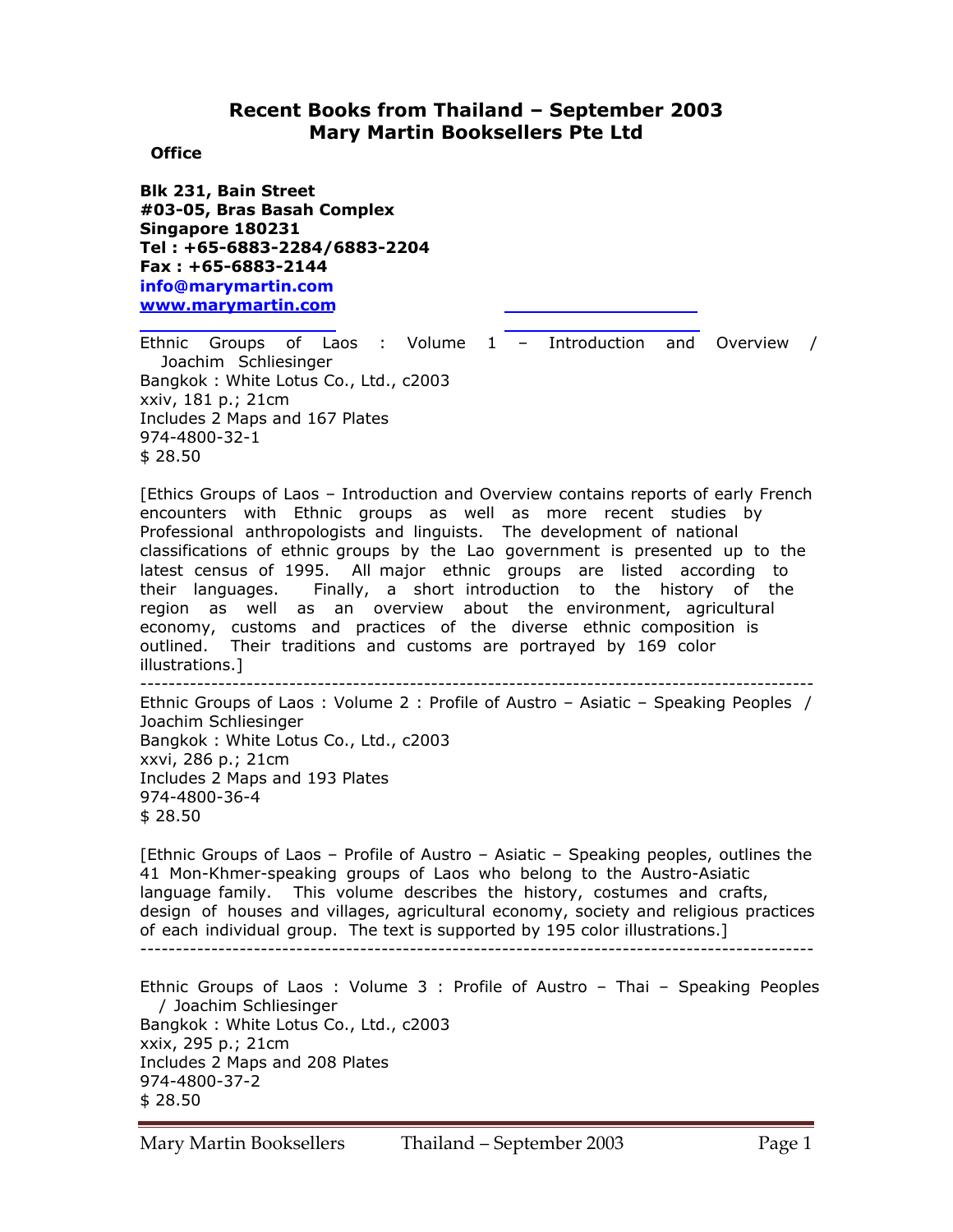# Recent Books from Thailand – September 2003
## Mary Martin Booksellers Pte Ltd

**Office**

**Blk 231, Bain Street**
**#03-05, Bras Basah Complex**
**Singapore 180231**
**Tel : +65-6883-2284/6883-2204**
**Fax : +65-6883-2144**
**info@marymartin.com**
**www.marymartin.com**

Ethnic Groups of Laos : Volume 1 – Introduction and Overview / Joachim Schliesinger
Bangkok : White Lotus Co., Ltd., c2003
xxiv, 181 p.; 21cm
Includes 2 Maps and 167 Plates
974-4800-32-1
$ 28.50

[Ethics Groups of Laos – Introduction and Overview contains reports of early French encounters with Ethnic groups as well as more recent studies by Professional anthropologists and linguists. The development of national classifications of ethnic groups by the Lao government is presented up to the latest census of 1995. All major ethnic groups are listed according to their languages. Finally, a short introduction to the history of the region as well as an overview about the environment, agricultural economy, customs and practices of the diverse ethnic composition is outlined. Their traditions and customs are portrayed by 169 color illustrations.]

---

Ethnic Groups of Laos : Volume 2 : Profile of Austro – Asiatic – Speaking Peoples / Joachim Schliesinger
Bangkok : White Lotus Co., Ltd., c2003
xxvi, 286 p.; 21cm
Includes 2 Maps and 193 Plates
974-4800-36-4
$ 28.50

[Ethnic Groups of Laos – Profile of Austro – Asiatic – Speaking peoples, outlines the 41 Mon-Khmer-speaking groups of Laos who belong to the Austro-Asiatic language family. This volume describes the history, costumes and crafts, design of houses and villages, agricultural economy, society and religious practices of each individual group. The text is supported by 195 color illustrations.]

---

Ethnic Groups of Laos : Volume 3 : Profile of Austro – Thai – Speaking Peoples / Joachim Schliesinger
Bangkok : White Lotus Co., Ltd., c2003
xxix, 295 p.; 21cm
Includes 2 Maps and 208 Plates
974-4800-37-2
$ 28.50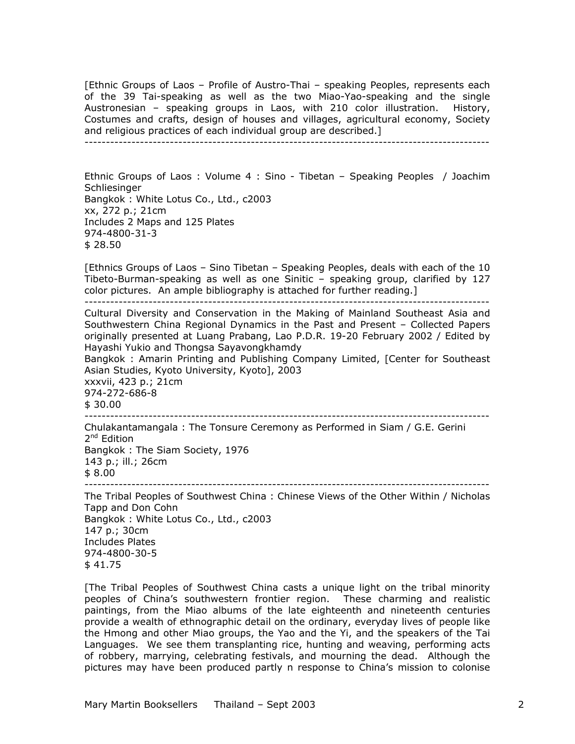[Ethnic Groups of Laos – Profile of Austro-Thai – speaking Peoples, represents each of the 39 Tai-speaking as well as the two Miao-Yao-speaking and the single Austronesian – speaking groups in Laos, with 210 color illustration. History, Costumes and crafts, design of houses and villages, agricultural economy, Society and religious practices of each individual group are described.]

---

Ethnic Groups of Laos : Volume 4 : Sino - Tibetan – Speaking Peoples / Joachim Schliesinger
Bangkok : White Lotus Co., Ltd., c2003
xx, 272 p.; 21cm
Includes 2 Maps and 125 Plates
974-4800-31-3
$ 28.50

[Ethnics Groups of Laos – Sino Tibetan – Speaking Peoples, deals with each of the 10 Tibeto-Burman-speaking as well as one Sinitic – speaking group, clarified by 127 color pictures. An ample bibliography is attached for further reading.]

---

Cultural Diversity and Conservation in the Making of Mainland Southeast Asia and Southwestern China Regional Dynamics in the Past and Present – Collected Papers originally presented at Luang Prabang, Lao P.D.R. 19-20 February 2002 / Edited by Hayashi Yukio and Thongsa Sayavongkhamdy
Bangkok : Amarin Printing and Publishing Company Limited, [Center for Southeast Asian Studies, Kyoto University, Kyoto], 2003
xxxvii, 423 p.; 21cm
974-272-686-8
$ 30.00

---

Chulakantamangala : The Tonsure Ceremony as Performed in Siam / G.E. Gerini
2nd Edition
Bangkok : The Siam Society, 1976
143 p.; ill.; 26cm
$ 8.00

---

The Tribal Peoples of Southwest China : Chinese Views of the Other Within / Nicholas Tapp and Don Cohn
Bangkok : White Lotus Co., Ltd., c2003
147 p.; 30cm
Includes Plates
974-4800-30-5
$ 41.75

[The Tribal Peoples of Southwest China casts a unique light on the tribal minority peoples of China's southwestern frontier region. These charming and realistic paintings, from the Miao albums of the late eighteenth and nineteenth centuries provide a wealth of ethnographic detail on the ordinary, everyday lives of people like the Hmong and other Miao groups, the Yao and the Yi, and the speakers of the Tai Languages. We see them transplanting rice, hunting and weaving, performing acts of robbery, marrying, celebrating festivals, and mourning the dead. Although the pictures may have been produced partly n response to China's mission to colonise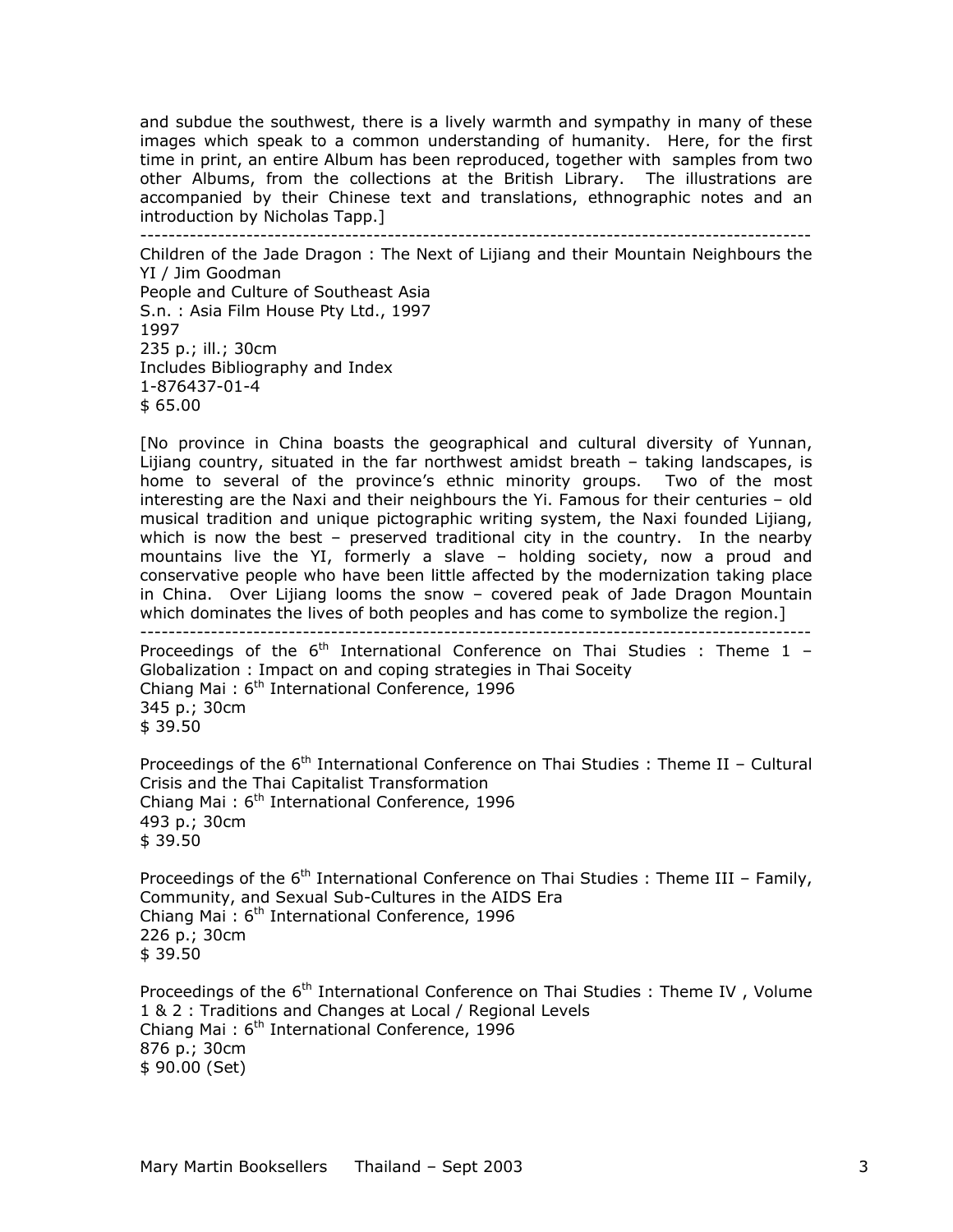and subdue the southwest, there is a lively warmth and sympathy in many of these images which speak to a common understanding of humanity. Here, for the first time in print, an entire Album has been reproduced, together with samples from two other Albums, from the collections at the British Library. The illustrations are accompanied by their Chinese text and translations, ethnographic notes and an introduction by Nicholas Tapp.]

---

Children of the Jade Dragon : The Next of Lijiang and their Mountain Neighbours the YI / Jim Goodman
People and Culture of Southeast Asia
S.n. : Asia Film House Pty Ltd., 1997
1997
235 p.; ill.; 30cm
Includes Bibliography and Index
1-876437-01-4
$ 65.00

[No province in China boasts the geographical and cultural diversity of Yunnan, Lijiang country, situated in the far northwest amidst breath – taking landscapes, is home to several of the province's ethnic minority groups. Two of the most interesting are the Naxi and their neighbours the Yi. Famous for their centuries – old musical tradition and unique pictographic writing system, the Naxi founded Lijiang, which is now the best – preserved traditional city in the country. In the nearby mountains live the YI, formerly a slave – holding society, now a proud and conservative people who have been little affected by the modernization taking place in China. Over Lijiang looms the snow – covered peak of Jade Dragon Mountain which dominates the lives of both peoples and has come to symbolize the region.]

---

Proceedings of the 6th International Conference on Thai Studies : Theme 1 – Globalization : Impact on and coping strategies in Thai Soceity
Chiang Mai : 6th International Conference, 1996
345 p.; 30cm
$ 39.50

Proceedings of the 6th International Conference on Thai Studies : Theme II – Cultural Crisis and the Thai Capitalist Transformation
Chiang Mai : 6th International Conference, 1996
493 p.; 30cm
$ 39.50

Proceedings of the 6th International Conference on Thai Studies : Theme III – Family, Community, and Sexual Sub-Cultures in the AIDS Era
Chiang Mai : 6th International Conference, 1996
226 p.; 30cm
$ 39.50

Proceedings of the 6th International Conference on Thai Studies : Theme IV , Volume 1 & 2 : Traditions and Changes at Local / Regional Levels
Chiang Mai : 6th International Conference, 1996
876 p.; 30cm
$ 90.00 (Set)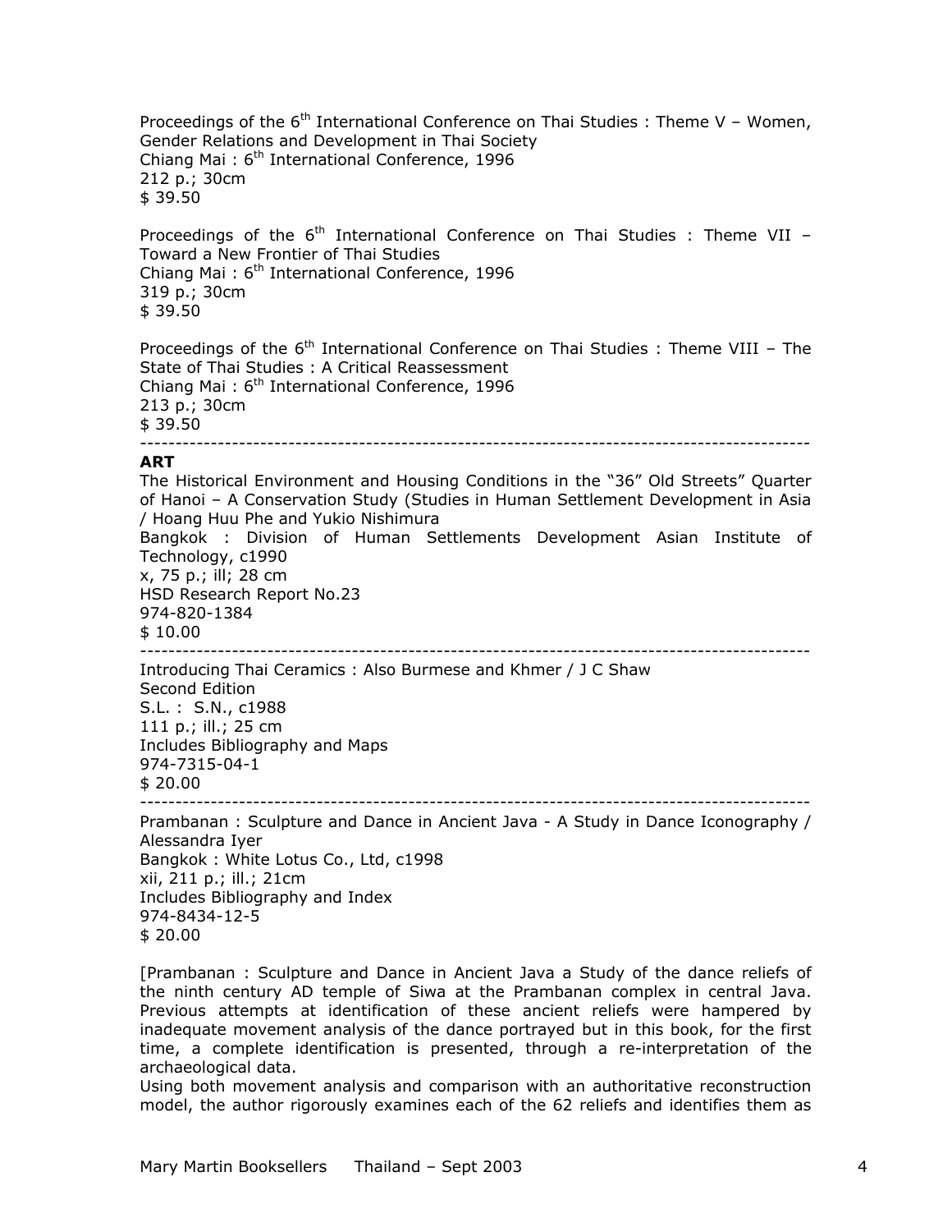Proceedings of the 6th International Conference on Thai Studies : Theme V – Women, Gender Relations and Development in Thai Society
Chiang Mai : 6th International Conference, 1996
212 p.; 30cm
$ 39.50

Proceedings of the 6th International Conference on Thai Studies : Theme VII – Toward a New Frontier of Thai Studies
Chiang Mai : 6th International Conference, 1996
319 p.; 30cm
$ 39.50

Proceedings of the 6th International Conference on Thai Studies : Theme VIII – The State of Thai Studies : A Critical Reassessment
Chiang Mai : 6th International Conference, 1996
213 p.; 30cm
$ 39.50

---

**ART**

The Historical Environment and Housing Conditions in the "36" Old Streets" Quarter of Hanoi – A Conservation Study (Studies in Human Settlement Development in Asia / Hoang Huu Phe and Yukio Nishimura
Bangkok : Division of Human Settlements Development Asian Institute of Technology, c1990
x, 75 p.; ill; 28 cm
HSD Research Report No.23
974-820-1384
$ 10.00

---

Introducing Thai Ceramics : Also Burmese and Khmer / J C Shaw
Second Edition
S.L. : S.N., c1988
111 p.; ill.; 25 cm
Includes Bibliography and Maps
974-7315-04-1
$ 20.00

---

Prambanan : Sculpture and Dance in Ancient Java - A Study in Dance Iconography / Alessandra Iyer
Bangkok : White Lotus Co., Ltd, c1998
xii, 211 p.; ill.; 21cm
Includes Bibliography and Index
974-8434-12-5
$ 20.00

[Prambanan : Sculpture and Dance in Ancient Java a Study of the dance reliefs of the ninth century AD temple of Siwa at the Prambanan complex in central Java. Previous attempts at identification of these ancient reliefs were hampered by inadequate movement analysis of the dance portrayed but in this book, for the first time, a complete identification is presented, through a re-interpretation of the archaeological data.
Using both movement analysis and comparison with an authoritative reconstruction model, the author rigorously examines each of the 62 reliefs and identifies them as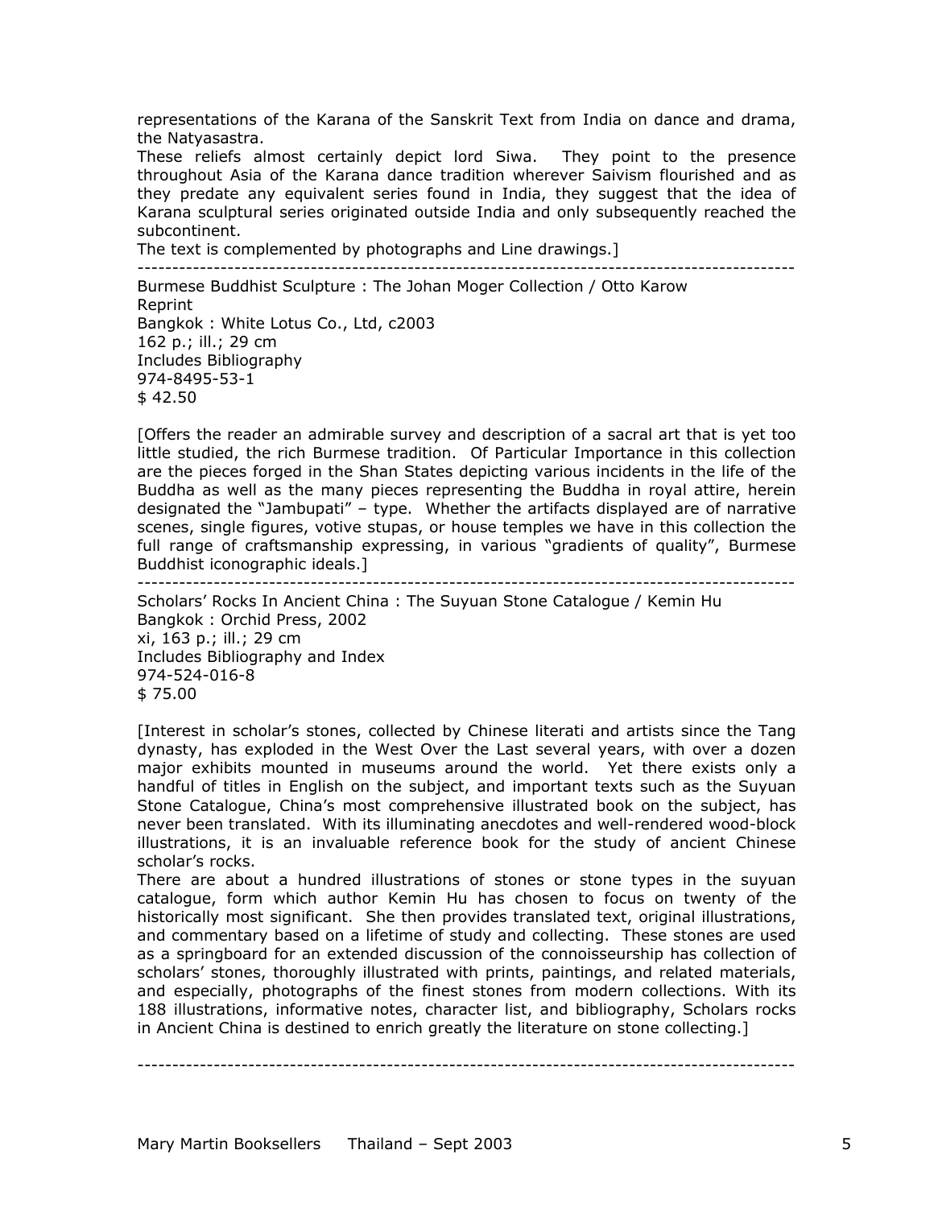representations of the Karana of the Sanskrit Text from India on dance and drama, the Natyasastra.
These reliefs almost certainly depict lord Siwa. They point to the presence throughout Asia of the Karana dance tradition wherever Saivism flourished and as they predate any equivalent series found in India, they suggest that the idea of Karana sculptural series originated outside India and only subsequently reached the subcontinent.
The text is complemented by photographs and Line drawings.]

---

Burmese Buddhist Sculpture : The Johan Moger Collection / Otto Karow
Reprint
Bangkok : White Lotus Co., Ltd, c2003
162 p.; ill.; 29 cm
Includes Bibliography
974-8495-53-1
$ 42.50

[Offers the reader an admirable survey and description of a sacral art that is yet too little studied, the rich Burmese tradition. Of Particular Importance in this collection are the pieces forged in the Shan States depicting various incidents in the life of the Buddha as well as the many pieces representing the Buddha in royal attire, herein designated the "Jambupati" – type. Whether the artifacts displayed are of narrative scenes, single figures, votive stupas, or house temples we have in this collection the full range of craftsmanship expressing, in various "gradients of quality", Burmese Buddhist iconographic ideals.]

---

Scholars' Rocks In Ancient China : The Suyuan Stone Catalogue / Kemin Hu
Bangkok : Orchid Press, 2002
xi, 163 p.; ill.; 29 cm
Includes Bibliography and Index
974-524-016-8
$ 75.00

[Interest in scholar's stones, collected by Chinese literati and artists since the Tang dynasty, has exploded in the West Over the Last several years, with over a dozen major exhibits mounted in museums around the world. Yet there exists only a handful of titles in English on the subject, and important texts such as the Suyuan Stone Catalogue, China's most comprehensive illustrated book on the subject, has never been translated. With its illuminating anecdotes and well-rendered wood-block illustrations, it is an invaluable reference book for the study of ancient Chinese scholar's rocks.
There are about a hundred illustrations of stones or stone types in the suyuan catalogue, form which author Kemin Hu has chosen to focus on twenty of the historically most significant. She then provides translated text, original illustrations, and commentary based on a lifetime of study and collecting. These stones are used as a springboard for an extended discussion of the connoisseurship has collection of scholars' stones, thoroughly illustrated with prints, paintings, and related materials, and especially, photographs of the finest stones from modern collections. With its 188 illustrations, informative notes, character list, and bibliography, Scholars rocks in Ancient China is destined to enrich greatly the literature on stone collecting.]

---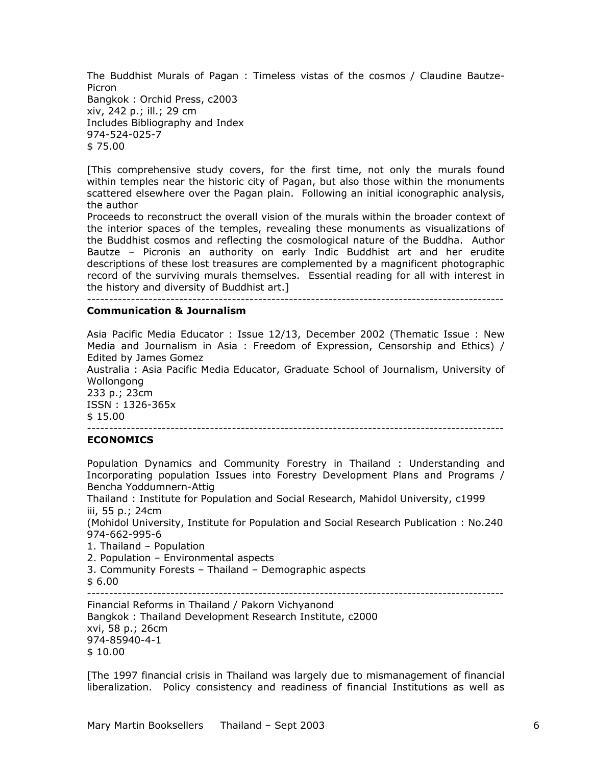The Buddhist Murals of Pagan : Timeless vistas of the cosmos / Claudine Bautze-Picron
Bangkok : Orchid Press, c2003
xiv, 242 p.; ill.; 29 cm
Includes Bibliography and Index
974-524-025-7
$ 75.00

[This comprehensive study covers, for the first time, not only the murals found within temples near the historic city of Pagan, but also those within the monuments scattered elsewhere over the Pagan plain. Following an initial iconographic analysis, the author
Proceeds to reconstruct the overall vision of the murals within the broader context of the interior spaces of the temples, revealing these monuments as visualizations of the Buddhist cosmos and reflecting the cosmological nature of the Buddha. Author Bautze – Picronis an authority on early Indic Buddhist art and her erudite descriptions of these lost treasures are complemented by a magnificent photographic record of the surviving murals themselves. Essential reading for all with interest in the history and diversity of Buddhist art.]

---

**Communication & Journalism**

Asia Pacific Media Educator : Issue 12/13, December 2002 (Thematic Issue : New Media and Journalism in Asia : Freedom of Expression, Censorship and Ethics) / Edited by James Gomez
Australia : Asia Pacific Media Educator, Graduate School of Journalism, University of Wollongong
233 p.; 23cm
ISSN : 1326-365x
$ 15.00

---

**ECONOMICS**

Population Dynamics and Community Forestry in Thailand : Understanding and Incorporating population Issues into Forestry Development Plans and Programs / Bencha Yoddumnern-Attig
Thailand : Institute for Population and Social Research, Mahidol University, c1999
iii, 55 p.; 24cm
(Mohidol University, Institute for Population and Social Research Publication : No.240
974-662-995-6
1. Thailand – Population
2. Population – Environmental aspects
3. Community Forests – Thailand – Demographic aspects
$ 6.00

---

Financial Reforms in Thailand / Pakorn Vichyanond
Bangkok : Thailand Development Research Institute, c2000
xvi, 58 p.; 26cm
974-85940-4-1
$ 10.00

[The 1997 financial crisis in Thailand was largely due to mismanagement of financial liberalization. Policy consistency and readiness of financial Institutions as well as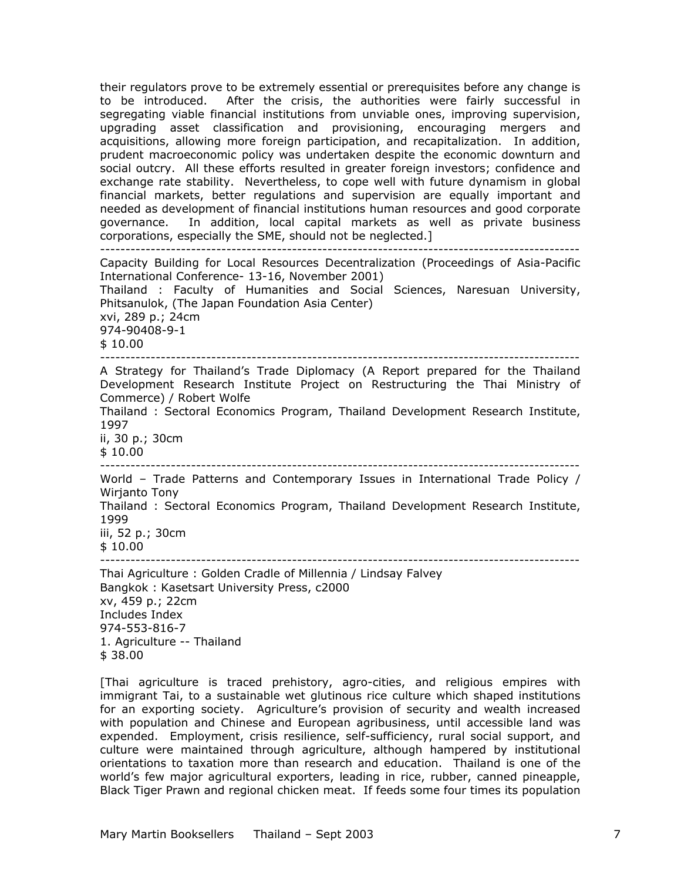their regulators prove to be extremely essential or prerequisites before any change is to be introduced. After the crisis, the authorities were fairly successful in segregating viable financial institutions from unviable ones, improving supervision, upgrading asset classification and provisioning, encouraging mergers and acquisitions, allowing more foreign participation, and recapitalization. In addition, prudent macroeconomic policy was undertaken despite the economic downturn and social outcry. All these efforts resulted in greater foreign investors; confidence and exchange rate stability. Nevertheless, to cope well with future dynamism in global financial markets, better regulations and supervision are equally important and needed as development of financial institutions human resources and good corporate governance. In addition, local capital markets as well as private business corporations, especially the SME, should not be neglected.]

---

Capacity Building for Local Resources Decentralization (Proceedings of Asia-Pacific International Conference- 13-16, November 2001)
Thailand : Faculty of Humanities and Social Sciences, Naresuan University, Phitsanulok, (The Japan Foundation Asia Center)
xvi, 289 p.; 24cm
974-90408-9-1
$ 10.00

---

A Strategy for Thailand's Trade Diplomacy (A Report prepared for the Thailand Development Research Institute Project on Restructuring the Thai Ministry of Commerce) / Robert Wolfe
Thailand : Sectoral Economics Program, Thailand Development Research Institute, 1997
ii, 30 p.; 30cm
$ 10.00

---

World – Trade Patterns and Contemporary Issues in International Trade Policy / Wirjanto Tony
Thailand : Sectoral Economics Program, Thailand Development Research Institute, 1999
iii, 52 p.; 30cm
$ 10.00

---

Thai Agriculture : Golden Cradle of Millennia / Lindsay Falvey
Bangkok : Kasetsart University Press, c2000
xv, 459 p.; 22cm
Includes Index
974-553-816-7
1. Agriculture -- Thailand
$ 38.00

[Thai agriculture is traced prehistory, agro-cities, and religious empires with immigrant Tai, to a sustainable wet glutinous rice culture which shaped institutions for an exporting society. Agriculture's provision of security and wealth increased with population and Chinese and European agribusiness, until accessible land was expended. Employment, crisis resilience, self-sufficiency, rural social support, and culture were maintained through agriculture, although hampered by institutional orientations to taxation more than research and education. Thailand is one of the world's few major agricultural exporters, leading in rice, rubber, canned pineapple, Black Tiger Prawn and regional chicken meat. If feeds some four times its population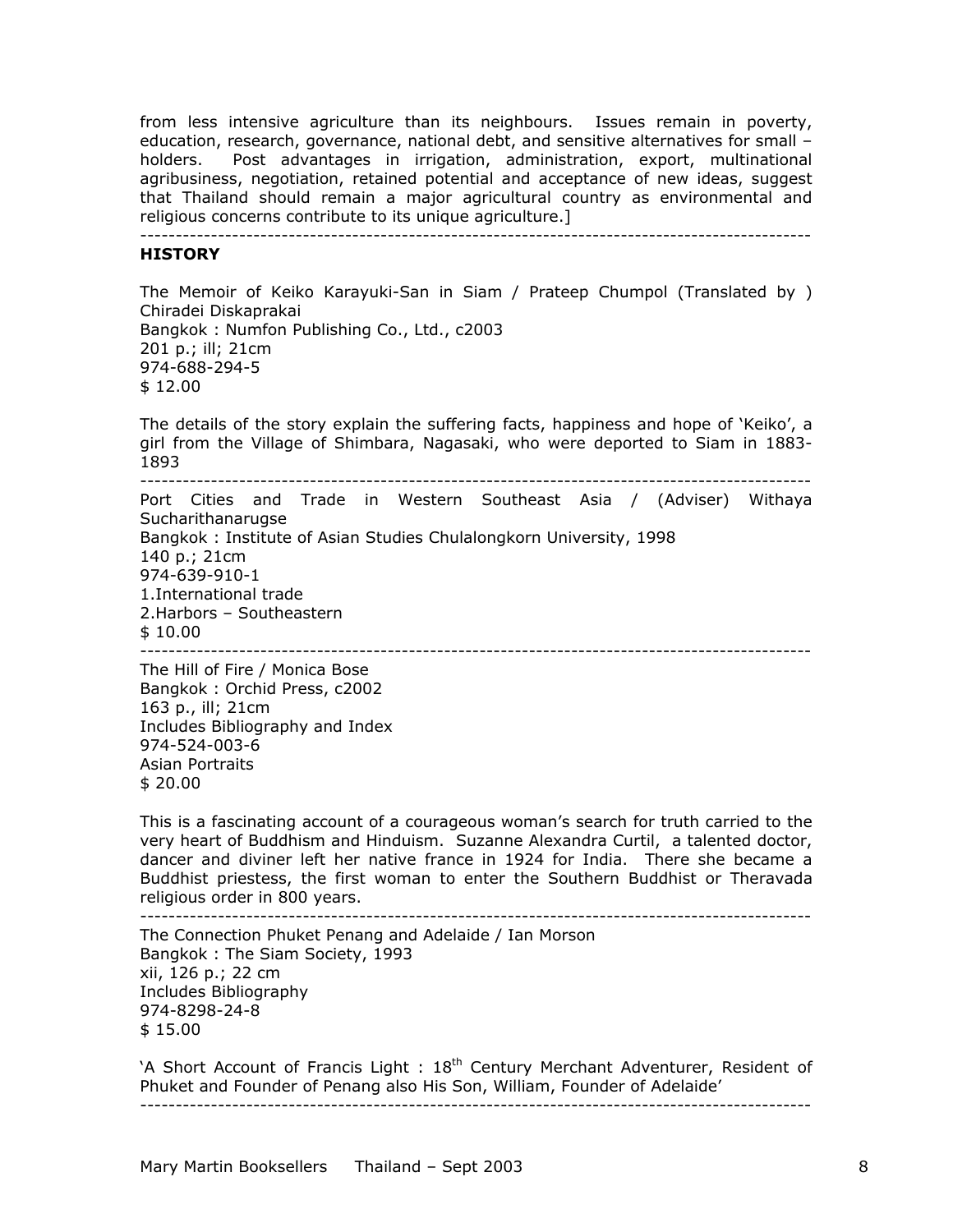from less intensive agriculture than its neighbours. Issues remain in poverty, education, research, governance, national debt, and sensitive alternatives for small – holders. Post advantages in irrigation, administration, export, multinational agribusiness, negotiation, retained potential and acceptance of new ideas, suggest that Thailand should remain a major agricultural country as environmental and religious concerns contribute to its unique agriculture.]

---

## HISTORY

The Memoir of Keiko Karayuki-San in Siam / Prateep Chumpol (Translated by ) Chiradei Diskaprakai
Bangkok : Numfon Publishing Co., Ltd., c2003
201 p.; ill; 21cm
974-688-294-5
$ 12.00

The details of the story explain the suffering facts, happiness and hope of 'Keiko', a girl from the Village of Shimbara, Nagasaki, who were deported to Siam in 1883-1893

---

Port Cities and Trade in Western Southeast Asia / (Adviser) Withaya Sucharithanarugse
Bangkok : Institute of Asian Studies Chulalongkorn University, 1998
140 p.; 21cm
974-639-910-1
1.International trade
2.Harbors – Southeastern
$ 10.00

---

The Hill of Fire / Monica Bose
Bangkok : Orchid Press, c2002
163 p., ill; 21cm
Includes Bibliography and Index
974-524-003-6
Asian Portraits
$ 20.00

This is a fascinating account of a courageous woman's search for truth carried to the very heart of Buddhism and Hinduism. Suzanne Alexandra Curtil, a talented doctor, dancer and diviner left her native france in 1924 for India. There she became a Buddhist priestess, the first woman to enter the Southern Buddhist or Theravada religious order in 800 years.

---

The Connection Phuket Penang and Adelaide / Ian Morson
Bangkok : The Siam Society, 1993
xii, 126 p.; 22 cm
Includes Bibliography
974-8298-24-8
$ 15.00

'A Short Account of Francis Light : 18th Century Merchant Adventurer, Resident of Phuket and Founder of Penang also His Son, William, Founder of Adelaide'

---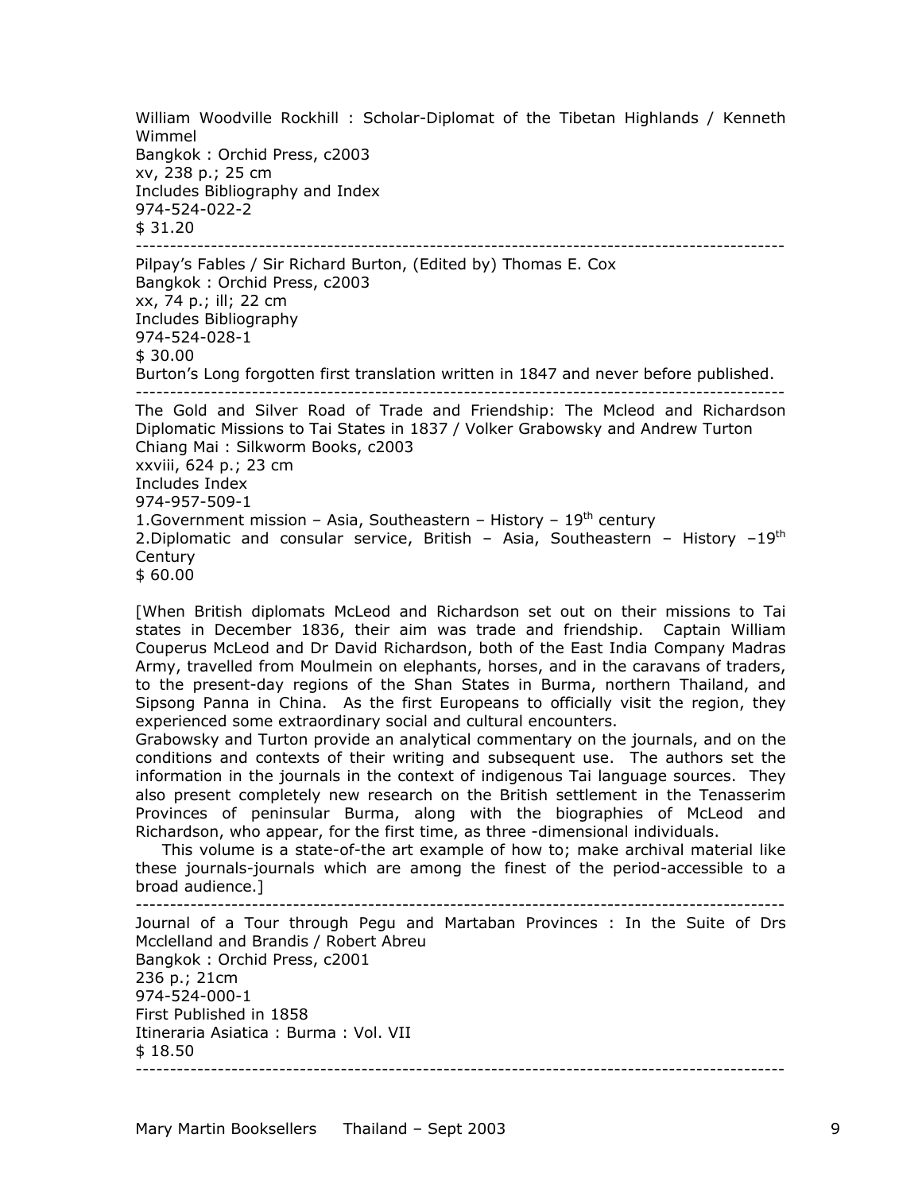William Woodville Rockhill : Scholar-Diplomat of the Tibetan Highlands / Kenneth Wimmel
Bangkok : Orchid Press, c2003
xv, 238 p.; 25 cm
Includes Bibliography and Index
974-524-022-2
$ 31.20

---

Pilpay's Fables / Sir Richard Burton, (Edited by) Thomas E. Cox
Bangkok : Orchid Press, c2003
xx, 74 p.; ill; 22 cm
Includes Bibliography
974-524-028-1
$ 30.00
Burton's Long forgotten first translation written in 1847 and never before published.

---

The Gold and Silver Road of Trade and Friendship: The Mcleod and Richardson Diplomatic Missions to Tai States in 1837 / Volker Grabowsky and Andrew Turton
Chiang Mai : Silkworm Books, c2003
xxviii, 624 p.; 23 cm
Includes Index
974-957-509-1
1.Government mission – Asia, Southeastern – History – 19th century
2.Diplomatic and consular service, British – Asia, Southeastern – History –19th Century
$ 60.00

[When British diplomats McLeod and Richardson set out on their missions to Tai states in December 1836, their aim was trade and friendship. Captain William Couperus McLeod and Dr David Richardson, both of the East India Company Madras Army, travelled from Moulmein on elephants, horses, and in the caravans of traders, to the present-day regions of the Shan States in Burma, northern Thailand, and Sipsong Panna in China. As the first Europeans to officially visit the region, they experienced some extraordinary social and cultural encounters.
Grabowsky and Turton provide an analytical commentary on the journals, and on the conditions and contexts of their writing and subsequent use. The authors set the information in the journals in the context of indigenous Tai language sources. They also present completely new research on the British settlement in the Tenasserim Provinces of peninsular Burma, along with the biographies of McLeod and Richardson, who appear, for the first time, as three -dimensional individuals.
This volume is a state-of-the art example of how to; make archival material like these journals-journals which are among the finest of the period-accessible to a broad audience.]

---

Journal of a Tour through Pegu and Martaban Provinces : In the Suite of Drs Mcclelland and Brandis / Robert Abreu
Bangkok : Orchid Press, c2001
236 p.; 21cm
974-524-000-1
First Published in 1858
Itineraria Asiatica : Burma : Vol. VII
$ 18.50

---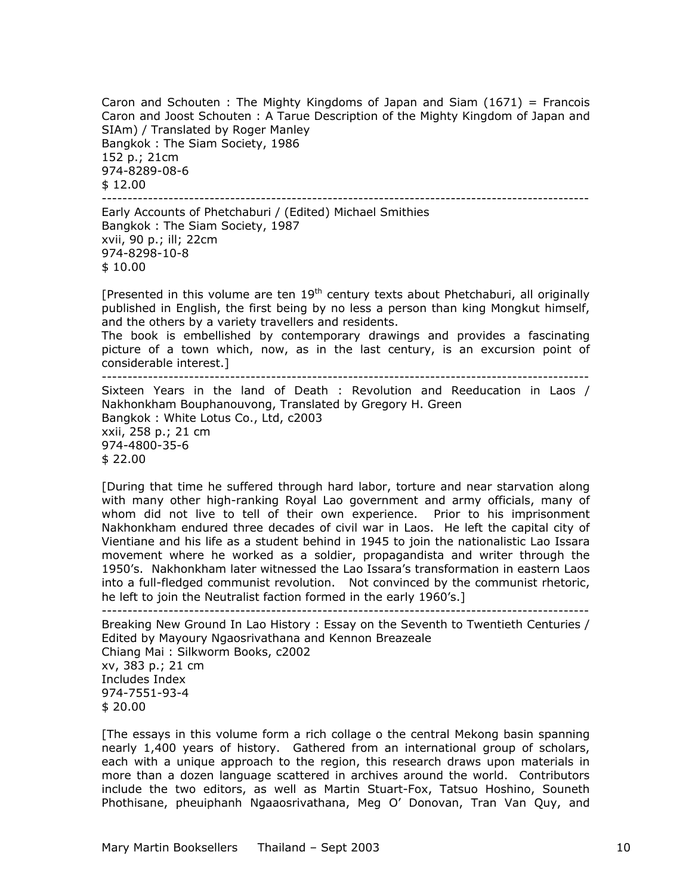Caron and Schouten : The Mighty Kingdoms of Japan and Siam (1671) = Francois Caron and Joost Schouten : A Tarue Description of the Mighty Kingdom of Japan and SIAm) / Translated by Roger Manley
Bangkok : The Siam Society, 1986
152 p.; 21cm
974-8289-08-6
$ 12.00

---

Early Accounts of Phetchaburi / (Edited) Michael Smithies
Bangkok : The Siam Society, 1987
xvii, 90 p.; ill; 22cm
974-8298-10-8
$ 10.00

[Presented in this volume are ten 19th century texts about Phetchaburi, all originally published in English, the first being by no less a person than king Mongkut himself, and the others by a variety travellers and residents.
The book is embellished by contemporary drawings and provides a fascinating picture of a town which, now, as in the last century, is an excursion point of considerable interest.]

---

Sixteen Years in the land of Death : Revolution and Reeducation in Laos / Nakhonkham Bouphanouvong, Translated by Gregory H. Green
Bangkok : White Lotus Co., Ltd, c2003
xxii, 258 p.; 21 cm
974-4800-35-6
$ 22.00

[During that time he suffered through hard labor, torture and near starvation along with many other high-ranking Royal Lao government and army officials, many of whom did not live to tell of their own experience. Prior to his imprisonment Nakhonkham endured three decades of civil war in Laos. He left the capital city of Vientiane and his life as a student behind in 1945 to join the nationalistic Lao Issara movement where he worked as a soldier, propagandista and writer through the 1950's. Nakhonkham later witnessed the Lao Issara's transformation in eastern Laos into a full-fledged communist revolution. Not convinced by the communist rhetoric, he left to join the Neutralist faction formed in the early 1960's.]

---

Breaking New Ground In Lao History : Essay on the Seventh to Twentieth Centuries / Edited by Mayoury Ngaosrivathana and Kennon Breazeale
Chiang Mai : Silkworm Books, c2002
xv, 383 p.; 21 cm
Includes Index
974-7551-93-4
$ 20.00

[The essays in this volume form a rich collage o the central Mekong basin spanning nearly 1,400 years of history. Gathered from an international group of scholars, each with a unique approach to the region, this research draws upon materials in more than a dozen language scattered in archives around the world. Contributors include the two editors, as well as Martin Stuart-Fox, Tatsuo Hoshino, Souneth Phothisane, pheuiphanh Ngaaosrivathana, Meg O' Donovan, Tran Van Quy, and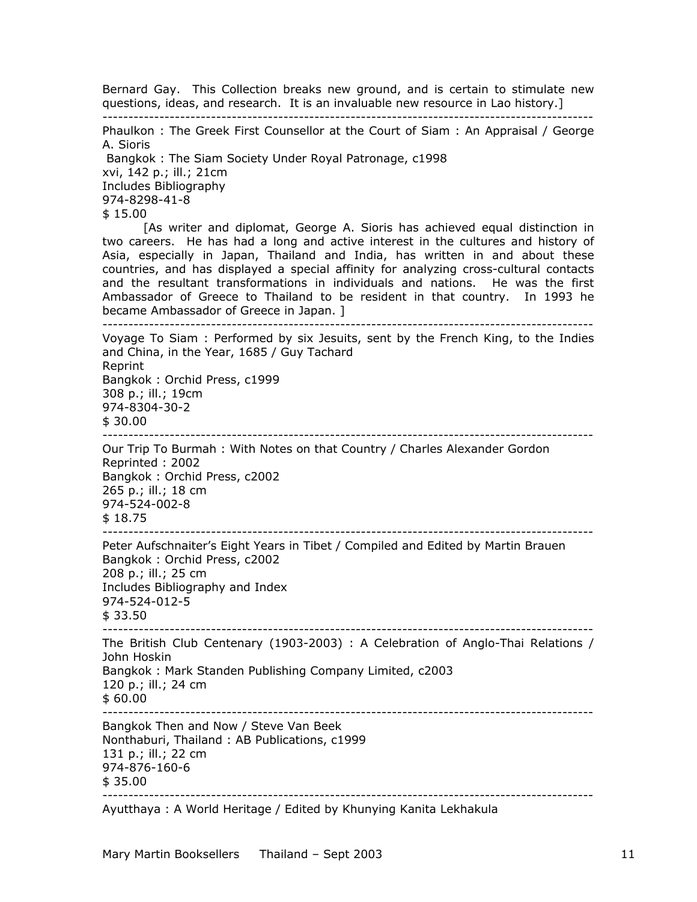Bernard Gay. This Collection breaks new ground, and is certain to stimulate new questions, ideas, and research. It is an invaluable new resource in Lao history.]

---

Phaulkon : The Greek First Counsellor at the Court of Siam : An Appraisal / George A. Sioris
Bangkok : The Siam Society Under Royal Patronage, c1998
xvi, 142 p.; ill.; 21cm
Includes Bibliography
974-8298-41-8
$ 15.00

[As writer and diplomat, George A. Sioris has achieved equal distinction in two careers. He has had a long and active interest in the cultures and history of Asia, especially in Japan, Thailand and India, has written in and about these countries, and has displayed a special affinity for analyzing cross-cultural contacts and the resultant transformations in individuals and nations. He was the first Ambassador of Greece to Thailand to be resident in that country. In 1993 he became Ambassador of Greece in Japan. ]

---

Voyage To Siam : Performed by six Jesuits, sent by the French King, to the Indies and China, in the Year, 1685 / Guy Tachard
Reprint
Bangkok : Orchid Press, c1999
308 p.; ill.; 19cm
974-8304-30-2
$ 30.00

---

Our Trip To Burmah : With Notes on that Country / Charles Alexander Gordon
Reprinted : 2002
Bangkok : Orchid Press, c2002
265 p.; ill.; 18 cm
974-524-002-8
$ 18.75

---

Peter Aufschnaiter's Eight Years in Tibet / Compiled and Edited by Martin Brauen
Bangkok : Orchid Press, c2002
208 p.; ill.; 25 cm
Includes Bibliography and Index
974-524-012-5
$ 33.50

---

The British Club Centenary (1903-2003) : A Celebration of Anglo-Thai Relations / John Hoskin
Bangkok : Mark Standen Publishing Company Limited, c2003
120 p.; ill.; 24 cm
$ 60.00

---

Bangkok Then and Now / Steve Van Beek
Nonthaburi, Thailand : AB Publications, c1999
131 p.; ill.; 22 cm
974-876-160-6
$ 35.00

---

Ayutthaya : A World Heritage / Edited by Khunying Kanita Lekhakula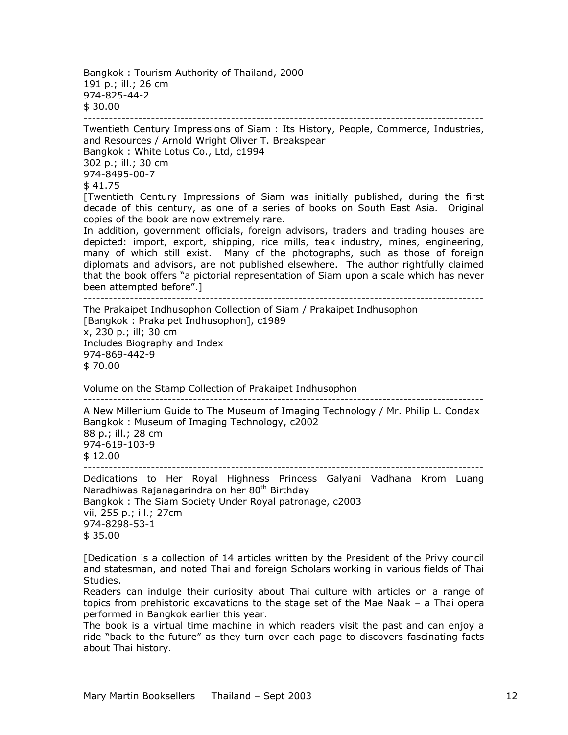Bangkok : Tourism Authority of Thailand, 2000
191 p.; ill.; 26 cm
974-825-44-2
$ 30.00

---

Twentieth Century Impressions of Siam : Its History, People, Commerce, Industries, and Resources / Arnold Wright Oliver T. Breakspear
Bangkok : White Lotus Co., Ltd, c1994
302 p.; ill.; 30 cm
974-8495-00-7
$ 41.75

[Twentieth Century Impressions of Siam was initially published, during the first decade of this century, as one of a series of books on South East Asia. Original copies of the book are now extremely rare.
In addition, government officials, foreign advisors, traders and trading houses are depicted: import, export, shipping, rice mills, teak industry, mines, engineering, many of which still exist. Many of the photographs, such as those of foreign diplomats and advisors, are not published elsewhere. The author rightfully claimed that the book offers "a pictorial representation of Siam upon a scale which has never been attempted before".]

---

The Prakaipet Indhusophon Collection of Siam / Prakaipet Indhusophon
[Bangkok : Prakaipet Indhusophon], c1989
x, 230 p.; ill; 30 cm
Includes Biography and Index
974-869-442-9
$ 70.00

Volume on the Stamp Collection of Prakaipet Indhusophon

---

A New Millenium Guide to The Museum of Imaging Technology / Mr. Philip L. Condax
Bangkok : Museum of Imaging Technology, c2002
88 p.; ill.; 28 cm
974-619-103-9
$ 12.00

---

Dedications to Her Royal Highness Princess Galyani Vadhana Krom Luang Naradhiwas Rajanagarindra on her 80th Birthday
Bangkok : The Siam Society Under Royal patronage, c2003
vii, 255 p.; ill.; 27cm
974-8298-53-1
$ 35.00

[Dedication is a collection of 14 articles written by the President of the Privy council and statesman, and noted Thai and foreign Scholars working in various fields of Thai Studies.
Readers can indulge their curiosity about Thai culture with articles on a range of topics from prehistoric excavations to the stage set of the Mae Naak – a Thai opera performed in Bangkok earlier this year.
The book is a virtual time machine in which readers visit the past and can enjoy a ride "back to the future" as they turn over each page to discovers fascinating facts about Thai history.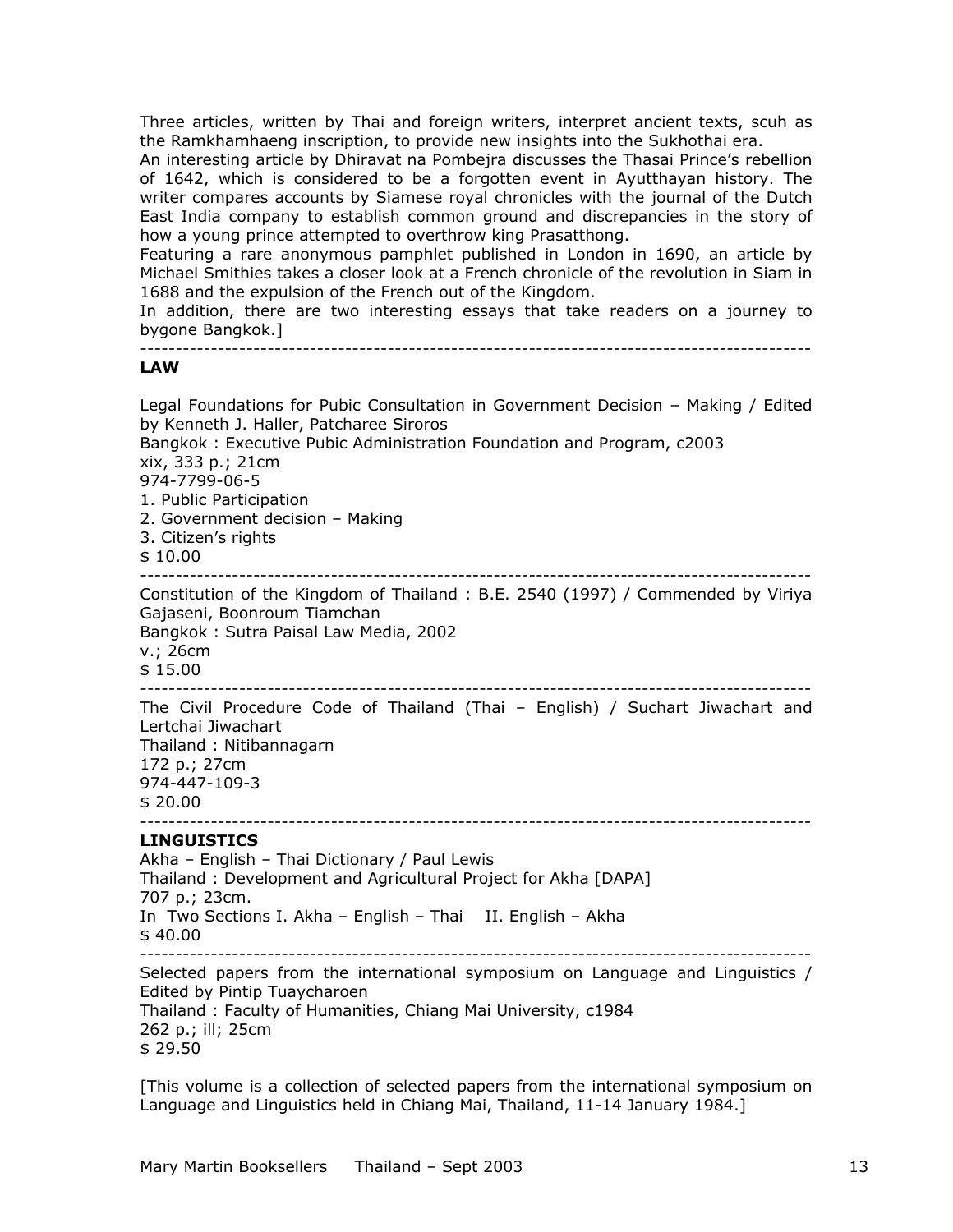Three articles, written by Thai and foreign writers, interpret ancient texts, scuh as the Ramkhamhaeng inscription, to provide new insights into the Sukhothai era.
An interesting article by Dhiravat na Pombejra discusses the Thasai Prince's rebellion of 1642, which is considered to be a forgotten event in Ayutthayan history. The writer compares accounts by Siamese royal chronicles with the journal of the Dutch East India company to establish common ground and discrepancies in the story of how a young prince attempted to overthrow king Prasatthong.
Featuring a rare anonymous pamphlet published in London in 1690, an article by Michael Smithies takes a closer look at a French chronicle of the revolution in Siam in 1688 and the expulsion of the French out of the Kingdom.
In addition, there are two interesting essays that take readers on a journey to bygone Bangkok.]

---

## LAW

Legal Foundations for Pubic Consultation in Government Decision – Making / Edited by Kenneth J. Haller, Patcharee Siroros
Bangkok : Executive Pubic Administration Foundation and Program, c2003
xix, 333 p.; 21cm
974-7799-06-5
1. Public Participation
2. Government decision – Making
3. Citizen's rights
$ 10.00

---

Constitution of the Kingdom of Thailand : B.E. 2540 (1997) / Commended by Viriya Gajaseni, Boonroum Tiamchan
Bangkok : Sutra Paisal Law Media, 2002
v.; 26cm
$ 15.00

---

The Civil Procedure Code of Thailand (Thai – English) / Suchart Jiwachart and Lertchai Jiwachart
Thailand : Nitibannagarn
172 p.; 27cm
974-447-109-3
$ 20.00

---

## LINGUISTICS

Akha – English – Thai Dictionary / Paul Lewis
Thailand : Development and Agricultural Project for Akha [DAPA]
707 p.; 23cm.
In Two Sections I. Akha – English – Thai II. English – Akha
$ 40.00

---

Selected papers from the international symposium on Language and Linguistics / Edited by Pintip Tuaycharoen
Thailand : Faculty of Humanities, Chiang Mai University, c1984
262 p.; ill; 25cm
$ 29.50

[This volume is a collection of selected papers from the international symposium on Language and Linguistics held in Chiang Mai, Thailand, 11-14 January 1984.]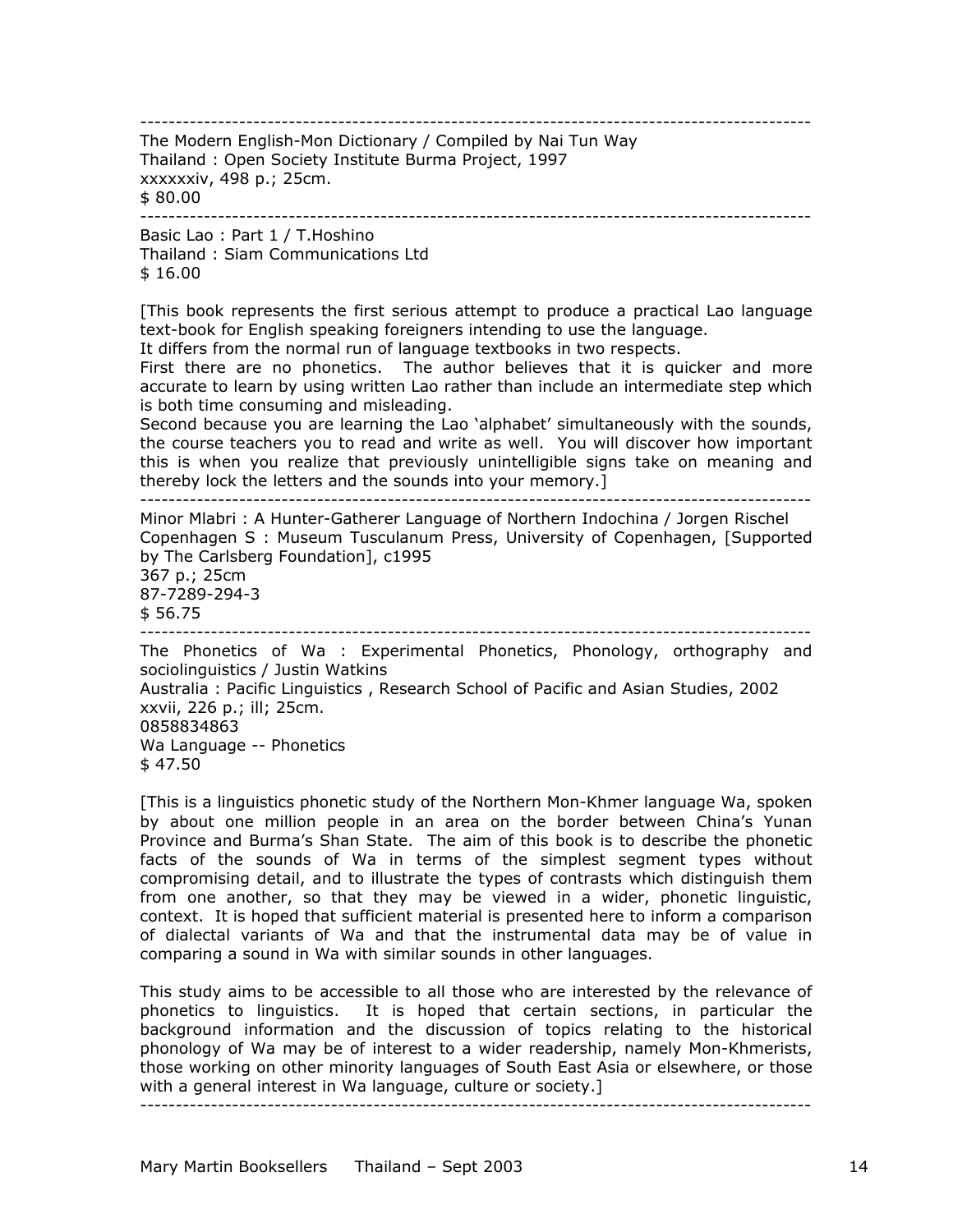---

The Modern English-Mon Dictionary / Compiled by Nai Tun Way
Thailand : Open Society Institute Burma Project, 1997
xxxxxxiv, 498 p.; 25cm.
$ 80.00

---

Basic Lao : Part 1 / T.Hoshino
Thailand : Siam Communications Ltd
$ 16.00

[This book represents the first serious attempt to produce a practical Lao language text-book for English speaking foreigners intending to use the language.
It differs from the normal run of language textbooks in two respects.
First there are no phonetics. The author believes that it is quicker and more accurate to learn by using written Lao rather than include an intermediate step which is both time consuming and misleading.
Second because you are learning the Lao 'alphabet' simultaneously with the sounds, the course teachers you to read and write as well. You will discover how important this is when you realize that previously unintelligible signs take on meaning and thereby lock the letters and the sounds into your memory.]

---

Minor Mlabri : A Hunter-Gatherer Language of Northern Indochina / Jorgen Rischel
Copenhagen S : Museum Tusculanum Press, University of Copenhagen, [Supported by The Carlsberg Foundation], c1995
367 p.; 25cm
87-7289-294-3
$ 56.75

---

The Phonetics of Wa : Experimental Phonetics, Phonology, orthography and sociolinguistics / Justin Watkins
Australia : Pacific Linguistics , Research School of Pacific and Asian Studies, 2002
xxvii, 226 p.; ill; 25cm.
0858834863
Wa Language -- Phonetics
$ 47.50

[This is a linguistics phonetic study of the Northern Mon-Khmer language Wa, spoken by about one million people in an area on the border between China's Yunan Province and Burma's Shan State. The aim of this book is to describe the phonetic facts of the sounds of Wa in terms of the simplest segment types without compromising detail, and to illustrate the types of contrasts which distinguish them from one another, so that they may be viewed in a wider, phonetic linguistic, context. It is hoped that sufficient material is presented here to inform a comparison of dialectal variants of Wa and that the instrumental data may be of value in comparing a sound in Wa with similar sounds in other languages.

This study aims to be accessible to all those who are interested by the relevance of phonetics to linguistics. It is hoped that certain sections, in particular the background information and the discussion of topics relating to the historical phonology of Wa may be of interest to a wider readership, namely Mon-Khmerists, those working on other minority languages of South East Asia or elsewhere, or those with a general interest in Wa language, culture or society.]

---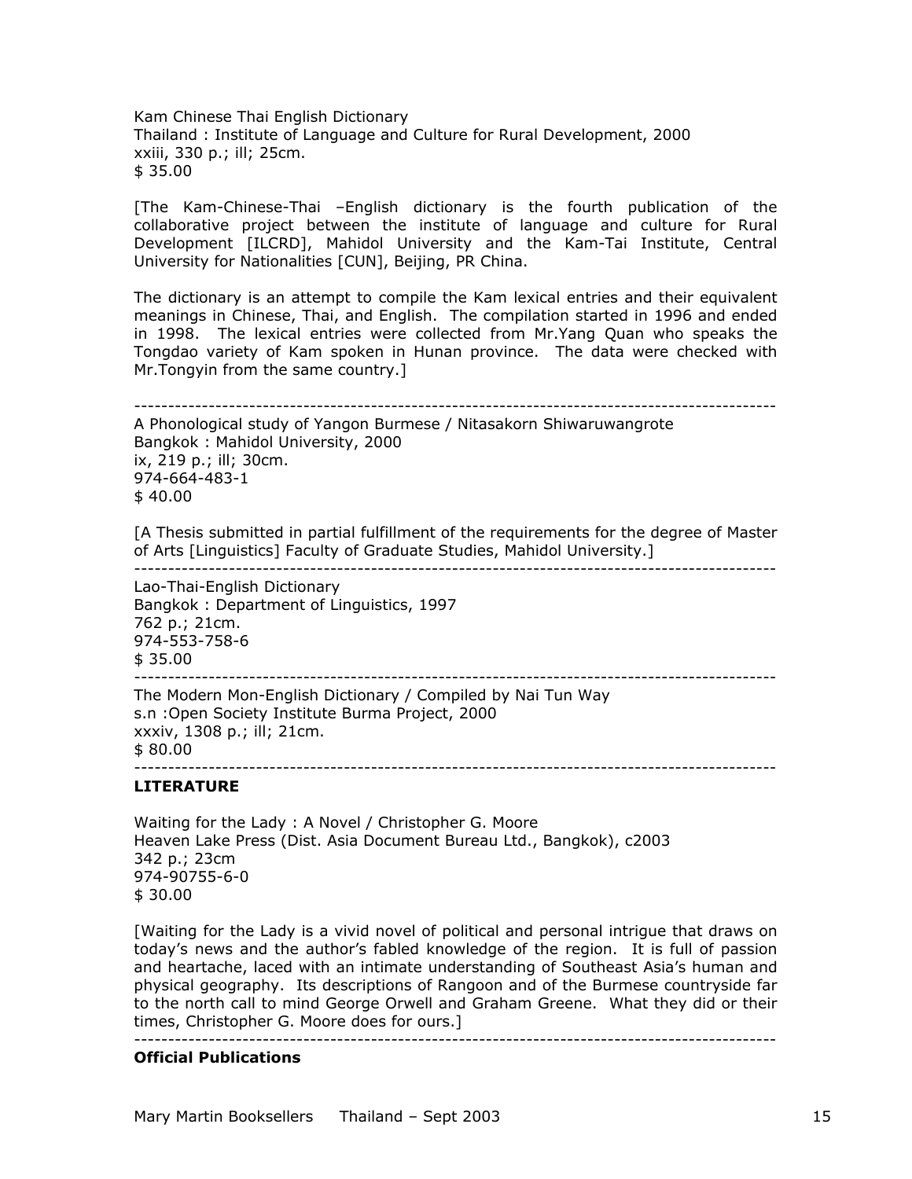Kam Chinese Thai English Dictionary
Thailand : Institute of Language and Culture for Rural Development, 2000
xxiii, 330 p.; ill; 25cm.
$ 35.00

[The Kam-Chinese-Thai –English dictionary is the fourth publication of the collaborative project between the institute of language and culture for Rural Development [ILCRD], Mahidol University and the Kam-Tai Institute, Central University for Nationalities [CUN], Beijing, PR China.

The dictionary is an attempt to compile the Kam lexical entries and their equivalent meanings in Chinese, Thai, and English. The compilation started in 1996 and ended in 1998. The lexical entries were collected from Mr.Yang Quan who speaks the Tongdao variety of Kam spoken in Hunan province. The data were checked with Mr.Tongyin from the same country.]

---

A Phonological study of Yangon Burmese / Nitasakorn Shiwaruwangrote
Bangkok : Mahidol University, 2000
ix, 219 p.; ill; 30cm.
974-664-483-1
$ 40.00

[A Thesis submitted in partial fulfillment of the requirements for the degree of Master of Arts [Linguistics] Faculty of Graduate Studies, Mahidol University.]

---

Lao-Thai-English Dictionary
Bangkok : Department of Linguistics, 1997
762 p.; 21cm.
974-553-758-6
$ 35.00

---

The Modern Mon-English Dictionary / Compiled by Nai Tun Way
s.n :Open Society Institute Burma Project, 2000
xxxiv, 1308 p.; ill; 21cm.
$ 80.00

---

**LITERATURE**

Waiting for the Lady : A Novel / Christopher G. Moore
Heaven Lake Press (Dist. Asia Document Bureau Ltd., Bangkok), c2003
342 p.; 23cm
974-90755-6-0
$ 30.00

[Waiting for the Lady is a vivid novel of political and personal intrigue that draws on today's news and the author's fabled knowledge of the region. It is full of passion and heartache, laced with an intimate understanding of Southeast Asia's human and physical geography. Its descriptions of Rangoon and of the Burmese countryside far to the north call to mind George Orwell and Graham Greene. What they did or their times, Christopher G. Moore does for ours.]

---

**Official Publications**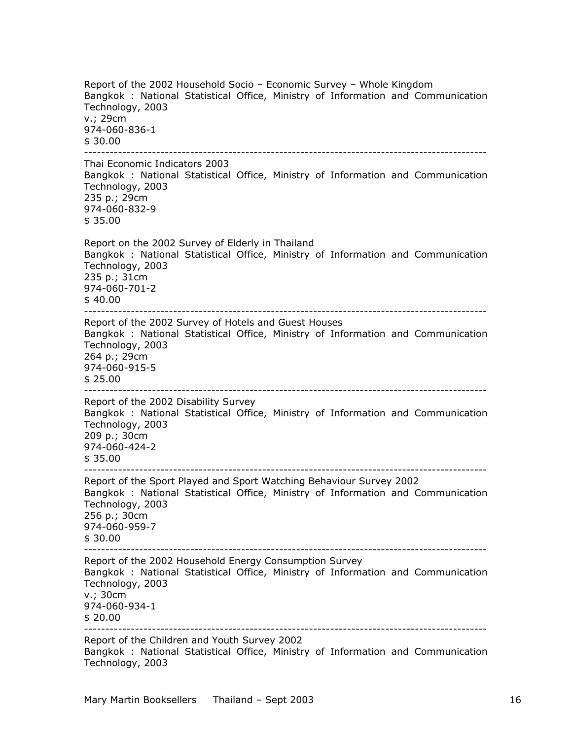Report of the 2002 Household Socio – Economic Survey – Whole Kingdom
Bangkok : National Statistical Office, Ministry of Information and Communication Technology, 2003
v.; 29cm
974-060-836-1
$ 30.00

---

Thai Economic Indicators 2003
Bangkok : National Statistical Office, Ministry of Information and Communication Technology, 2003
235 p.; 29cm
974-060-832-9
$ 35.00

Report on the 2002 Survey of Elderly in Thailand
Bangkok : National Statistical Office, Ministry of Information and Communication Technology, 2003
235 p.; 31cm
974-060-701-2
$ 40.00

---

Report of the 2002 Survey of Hotels and Guest Houses
Bangkok : National Statistical Office, Ministry of Information and Communication Technology, 2003
264 p.; 29cm
974-060-915-5
$ 25.00

---

Report of the 2002 Disability Survey
Bangkok : National Statistical Office, Ministry of Information and Communication Technology, 2003
209 p.; 30cm
974-060-424-2
$ 35.00

---

Report of the Sport Played and Sport Watching Behaviour Survey 2002
Bangkok : National Statistical Office, Ministry of Information and Communication Technology, 2003
256 p.; 30cm
974-060-959-7
$ 30.00

---

Report of the 2002 Household Energy Consumption Survey
Bangkok : National Statistical Office, Ministry of Information and Communication Technology, 2003
v.; 30cm
974-060-934-1
$ 20.00

---

Report of the Children and Youth Survey 2002
Bangkok : National Statistical Office, Ministry of Information and Communication Technology, 2003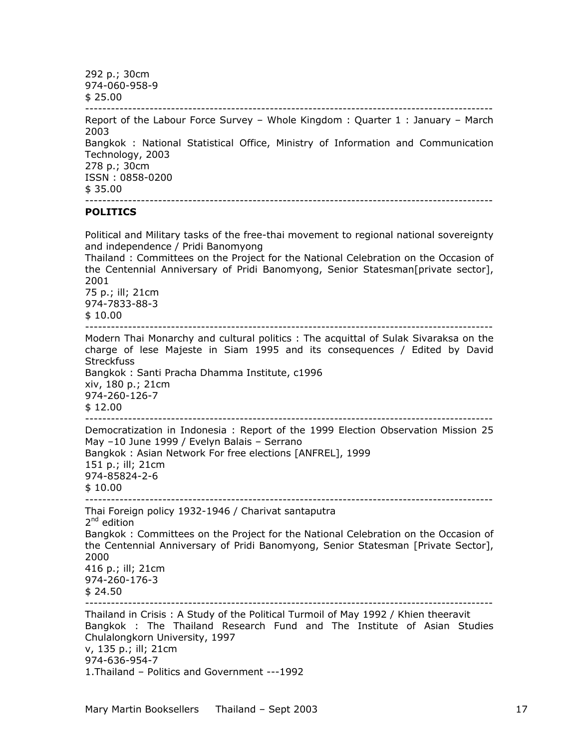292 p.; 30cm
974-060-958-9
$ 25.00

---

Report of the Labour Force Survey – Whole Kingdom : Quarter 1 : January – March 2003
Bangkok : National Statistical Office, Ministry of Information and Communication Technology, 2003
278 p.; 30cm
ISSN : 0858-0200
$ 35.00

---

**POLITICS**

Political and Military tasks of the free-thai movement to regional national sovereignty and independence / Pridi Banomyong
Thailand : Committees on the Project for the National Celebration on the Occasion of the Centennial Anniversary of Pridi Banomyong, Senior Statesman[private sector], 2001
75 p.; ill; 21cm
974-7833-88-3
$ 10.00

---

Modern Thai Monarchy and cultural politics : The acquittal of Sulak Sivaraksa on the charge of lese Majeste in Siam 1995 and its consequences / Edited by David Streckfuss
Bangkok : Santi Pracha Dhamma Institute, c1996
xiv, 180 p.; 21cm
974-260-126-7
$ 12.00

---

Democratization in Indonesia : Report of the 1999 Election Observation Mission 25 May –10 June 1999 / Evelyn Balais – Serrano
Bangkok : Asian Network For free elections [ANFREL], 1999
151 p.; ill; 21cm
974-85824-2-6
$ 10.00

---

Thai Foreign policy 1932-1946 / Charivat santaputra
2nd edition
Bangkok : Committees on the Project for the National Celebration on the Occasion of the Centennial Anniversary of Pridi Banomyong, Senior Statesman [Private Sector], 2000
416 p.; ill; 21cm
974-260-176-3
$ 24.50

---

Thailand in Crisis : A Study of the Political Turmoil of May 1992 / Khien theeravit
Bangkok : The Thailand Research Fund and The Institute of Asian Studies Chulalongkorn University, 1997
v, 135 p.; ill; 21cm
974-636-954-7
1.Thailand – Politics and Government ---1992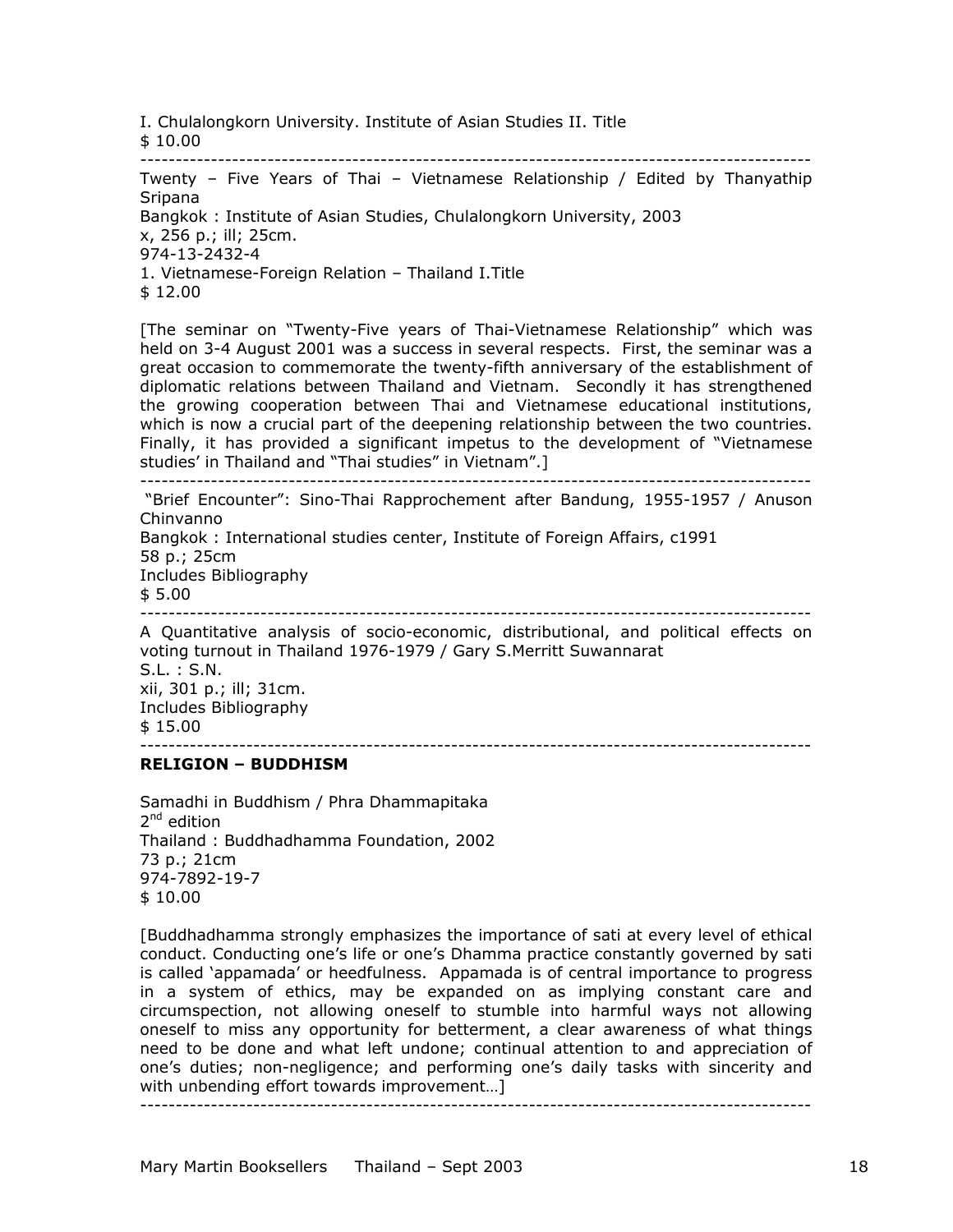I. Chulalongkorn University. Institute of Asian Studies II. Title
$ 10.00

---

Twenty – Five Years of Thai – Vietnamese Relationship / Edited by Thanyathip Sripana
Bangkok : Institute of Asian Studies, Chulalongkorn University, 2003
x, 256 p.; ill; 25cm.
974-13-2432-4
1. Vietnamese-Foreign Relation – Thailand I.Title
$ 12.00

[The seminar on "Twenty-Five years of Thai-Vietnamese Relationship" which was held on 3-4 August 2001 was a success in several respects. First, the seminar was a great occasion to commemorate the twenty-fifth anniversary of the establishment of diplomatic relations between Thailand and Vietnam. Secondly it has strengthened the growing cooperation between Thai and Vietnamese educational institutions, which is now a crucial part of the deepening relationship between the two countries. Finally, it has provided a significant impetus to the development of "Vietnamese studies' in Thailand and "Thai studies" in Vietnam".]

---

"Brief Encounter": Sino-Thai Rapprochement after Bandung, 1955-1957 / Anuson Chinvanno
Bangkok : International studies center, Institute of Foreign Affairs, c1991
58 p.; 25cm
Includes Bibliography
$ 5.00

---

A Quantitative analysis of socio-economic, distributional, and political effects on voting turnout in Thailand 1976-1979 / Gary S.Merritt Suwannarat
S.L. : S.N.
xii, 301 p.; ill; 31cm.
Includes Bibliography
$ 15.00

---

**RELIGION – BUDDHISM**

Samadhi in Buddhism / Phra Dhammapitaka
2nd edition
Thailand : Buddhadhamma Foundation, 2002
73 p.; 21cm
974-7892-19-7
$ 10.00

[Buddhadhamma strongly emphasizes the importance of sati at every level of ethical conduct. Conducting one's life or one's Dhamma practice constantly governed by sati is called 'appamada' or heedfulness. Appamada is of central importance to progress in a system of ethics, may be expanded on as implying constant care and circumspection, not allowing oneself to stumble into harmful ways not allowing oneself to miss any opportunity for betterment, a clear awareness of what things need to be done and what left undone; continual attention to and appreciation of one's duties; non-negligence; and performing one's daily tasks with sincerity and with unbending effort towards improvement…]

---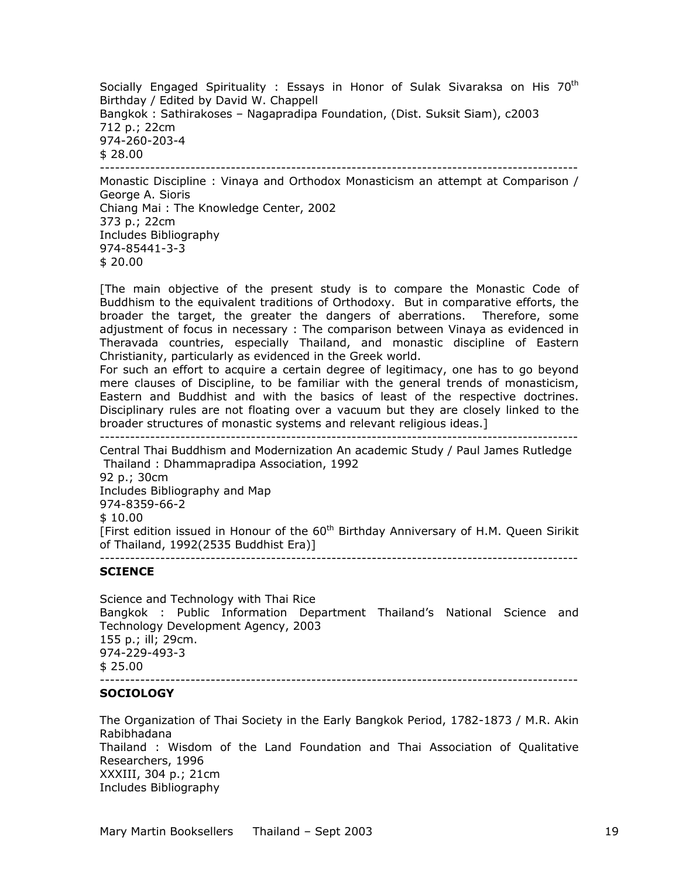Socially Engaged Spirituality : Essays in Honor of Sulak Sivaraksa on His 70th Birthday / Edited by David W. Chappell  
Bangkok : Sathirakoses – Nagapradipa Foundation, (Dist. Suksit Siam), c2003  
712 p.; 22cm  
974-260-203-4  
$ 28.00

---

Monastic Discipline : Vinaya and Orthodox Monasticism an attempt at Comparison / George A. Sioris  
Chiang Mai : The Knowledge Center, 2002  
373 p.; 22cm  
Includes Bibliography  
974-85441-3-3  
$ 20.00

[The main objective of the present study is to compare the Monastic Code of Buddhism to the equivalent traditions of Orthodoxy. But in comparative efforts, the broader the target, the greater the dangers of aberrations. Therefore, some adjustment of focus in necessary : The comparison between Vinaya as evidenced in Theravada countries, especially Thailand, and monastic discipline of Eastern Christianity, particularly as evidenced in the Greek world.  
For such an effort to acquire a certain degree of legitimacy, one has to go beyond mere clauses of Discipline, to be familiar with the general trends of monasticism, Eastern and Buddhist and with the basics of least of the respective doctrines. Disciplinary rules are not floating over a vacuum but they are closely linked to the broader structures of monastic systems and relevant religious ideas.]

---

Central Thai Buddhism and Modernization An academic Study / Paul James Rutledge  
Thailand : Dhammapradipa Association, 1992  
92 p.; 30cm  
Includes Bibliography and Map  
974-8359-66-2  
$ 10.00  
[First edition issued in Honour of the 60th Birthday Anniversary of H.M. Queen Sirikit of Thailand, 1992(2535 Buddhist Era)]

---

**SCIENCE**

Science and Technology with Thai Rice  
Bangkok : Public Information Department Thailand's National Science and Technology Development Agency, 2003  
155 p.; ill; 29cm.  
974-229-493-3  
$ 25.00

---

**SOCIOLOGY**

The Organization of Thai Society in the Early Bangkok Period, 1782-1873 / M.R. Akin Rabibhadana  
Thailand : Wisdom of the Land Foundation and Thai Association of Qualitative Researchers, 1996  
XXXIII, 304 p.; 21cm  
Includes Bibliography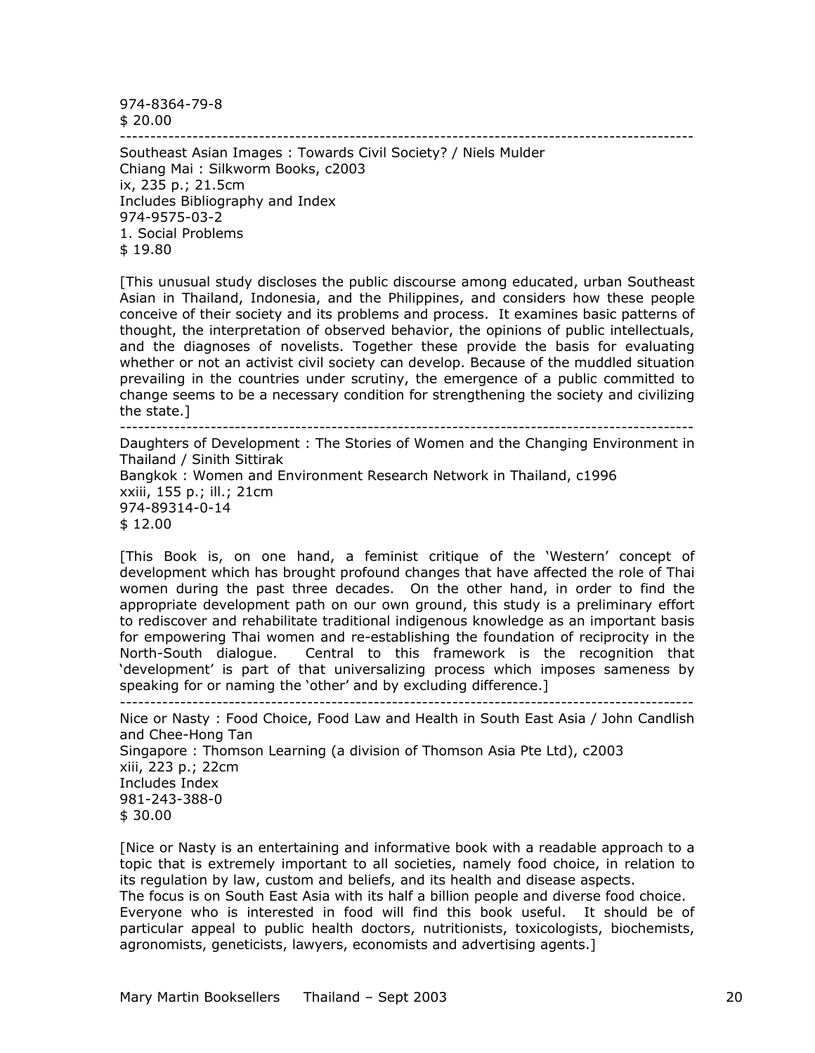974-8364-79-8
$ 20.00

---

Southeast Asian Images : Towards Civil Society? / Niels Mulder
Chiang Mai : Silkworm Books, c2003
ix, 235 p.; 21.5cm
Includes Bibliography and Index
974-9575-03-2
1. Social Problems
$ 19.80

[This unusual study discloses the public discourse among educated, urban Southeast Asian in Thailand, Indonesia, and the Philippines, and considers how these people conceive of their society and its problems and process. It examines basic patterns of thought, the interpretation of observed behavior, the opinions of public intellectuals, and the diagnoses of novelists. Together these provide the basis for evaluating whether or not an activist civil society can develop. Because of the muddled situation prevailing in the countries under scrutiny, the emergence of a public committed to change seems to be a necessary condition for strengthening the society and civilizing the state.]

---

Daughters of Development : The Stories of Women and the Changing Environment in Thailand / Sinith Sittirak
Bangkok : Women and Environment Research Network in Thailand, c1996
xxiii, 155 p.; ill.; 21cm
974-89314-0-14
$ 12.00

[This Book is, on one hand, a feminist critique of the 'Western' concept of development which has brought profound changes that have affected the role of Thai women during the past three decades. On the other hand, in order to find the appropriate development path on our own ground, this study is a preliminary effort to rediscover and rehabilitate traditional indigenous knowledge as an important basis for empowering Thai women and re-establishing the foundation of reciprocity in the North-South dialogue. Central to this framework is the recognition that 'development' is part of that universalizing process which imposes sameness by speaking for or naming the 'other' and by excluding difference.]

---

Nice or Nasty : Food Choice, Food Law and Health in South East Asia / John Candlish and Chee-Hong Tan
Singapore : Thomson Learning (a division of Thomson Asia Pte Ltd), c2003
xiii, 223 p.; 22cm
Includes Index
981-243-388-0
$ 30.00

[Nice or Nasty is an entertaining and informative book with a readable approach to a topic that is extremely important to all societies, namely food choice, in relation to its regulation by law, custom and beliefs, and its health and disease aspects.
The focus is on South East Asia with its half a billion people and diverse food choice.
Everyone who is interested in food will find this book useful. It should be of particular appeal to public health doctors, nutritionists, toxicologists, biochemists, agronomists, geneticists, lawyers, economists and advertising agents.]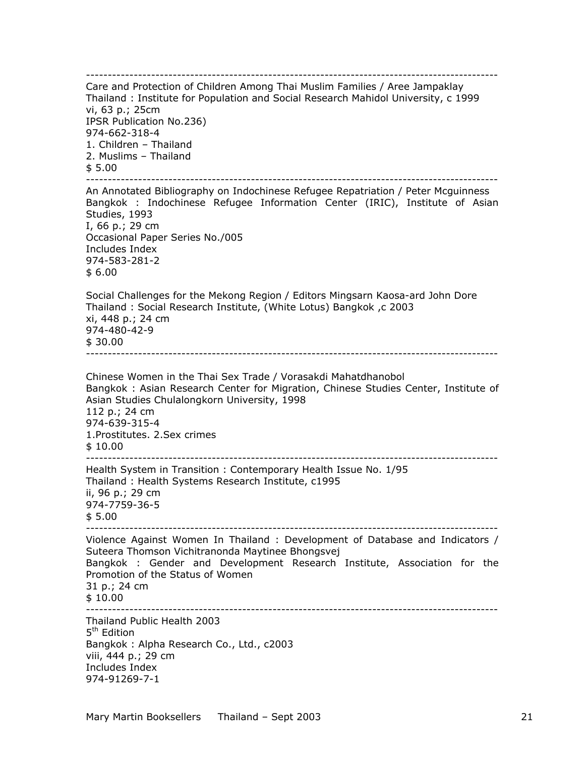---

Care and Protection of Children Among Thai Muslim Families / Aree Jampaklay
Thailand : Institute for Population and Social Research Mahidol University, c 1999
vi, 63 p.; 25cm
IPSR Publication No.236)
974-662-318-4
1. Children – Thailand
2. Muslims – Thailand
$ 5.00

---

An Annotated Bibliography on Indochinese Refugee Repatriation / Peter Mcguinness
Bangkok : Indochinese Refugee Information Center (IRIC), Institute of Asian Studies, 1993
I, 66 p.; 29 cm
Occasional Paper Series No./005
Includes Index
974-583-281-2
$ 6.00

Social Challenges for the Mekong Region / Editors Mingsarn Kaosa-ard John Dore
Thailand : Social Research Institute, (White Lotus) Bangkok ,c 2003
xi, 448 p.; 24 cm
974-480-42-9
$ 30.00

---

Chinese Women in the Thai Sex Trade / Vorasakdi Mahatdhanobol
Bangkok : Asian Research Center for Migration, Chinese Studies Center, Institute of Asian Studies Chulalongkorn University, 1998
112 p.; 24 cm
974-639-315-4
1.Prostitutes. 2.Sex crimes
$ 10.00

---

Health System in Transition : Contemporary Health Issue No. 1/95
Thailand : Health Systems Research Institute, c1995
ii, 96 p.; 29 cm
974-7759-36-5
$ 5.00

---

Violence Against Women In Thailand : Development of Database and Indicators / Suteera Thomson Vichitranonda Maytinee Bhongsvej
Bangkok : Gender and Development Research Institute, Association for the Promotion of the Status of Women
31 p.; 24 cm
$ 10.00

---

Thailand Public Health 2003
5th Edition
Bangkok : Alpha Research Co., Ltd., c2003
viii, 444 p.; 29 cm
Includes Index
974-91269-7-1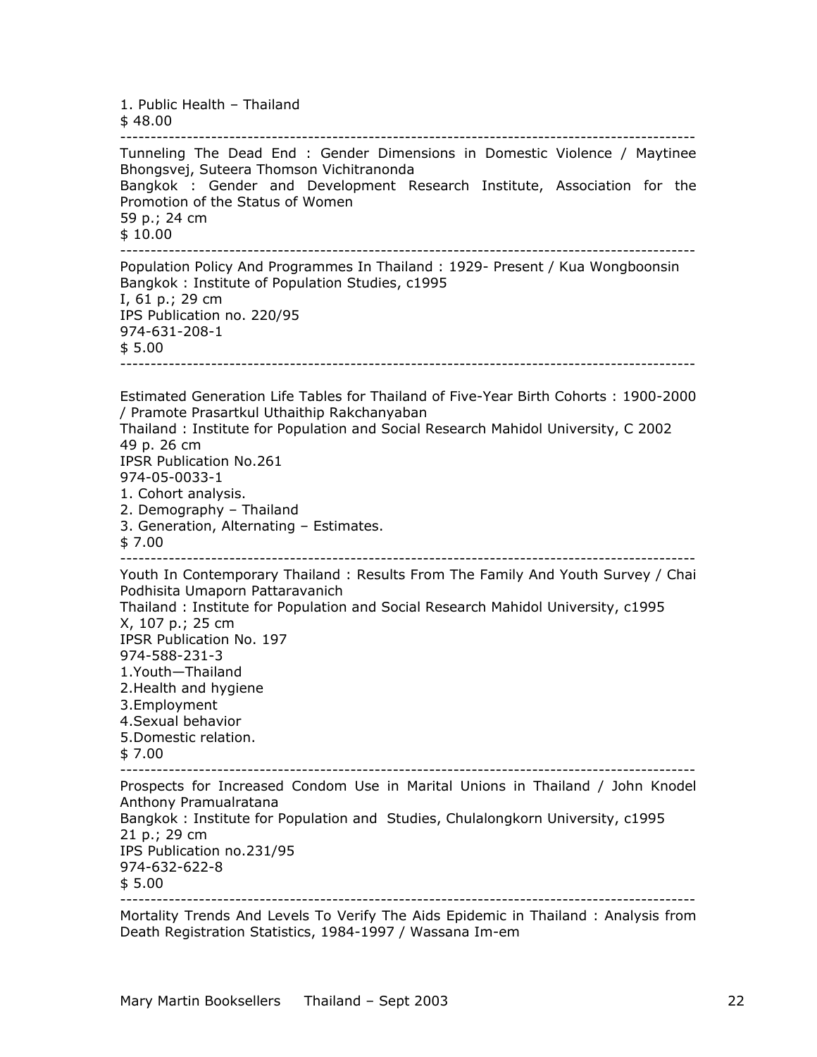1. Public Health – Thailand
$ 48.00

---

Tunneling The Dead End : Gender Dimensions in Domestic Violence / Maytinee Bhongsvej, Suteera Thomson Vichitranonda
Bangkok : Gender and Development Research Institute, Association for the Promotion of the Status of Women
59 p.; 24 cm
$ 10.00

---

Population Policy And Programmes In Thailand : 1929- Present / Kua Wongboonsin
Bangkok : Institute of Population Studies, c1995
I, 61 p.; 29 cm
IPS Publication no. 220/95
974-631-208-1
$ 5.00

---

Estimated Generation Life Tables for Thailand of Five-Year Birth Cohorts : 1900-2000 / Pramote Prasartkul Uthaithip Rakchanyaban
Thailand : Institute for Population and Social Research Mahidol University, C 2002
49 p. 26 cm
IPSR Publication No.261
974-05-0033-1
1. Cohort analysis.
2. Demography – Thailand
3. Generation, Alternating – Estimates.
$ 7.00

---

Youth In Contemporary Thailand : Results From The Family And Youth Survey / Chai Podhisita Umaporn Pattaravanich
Thailand : Institute for Population and Social Research Mahidol University, c1995
X, 107 p.; 25 cm
IPSR Publication No. 197
974-588-231-3
1.Youth—Thailand
2.Health and hygiene
3.Employment
4.Sexual behavior
5.Domestic relation.
$ 7.00

---

Prospects for Increased Condom Use in Marital Unions in Thailand / John Knodel Anthony Pramualratana
Bangkok : Institute for Population and Studies, Chulalongkorn University, c1995
21 p.; 29 cm
IPS Publication no.231/95
974-632-622-8
$ 5.00

---

Mortality Trends And Levels To Verify The Aids Epidemic in Thailand : Analysis from Death Registration Statistics, 1984-1997 / Wassana Im-em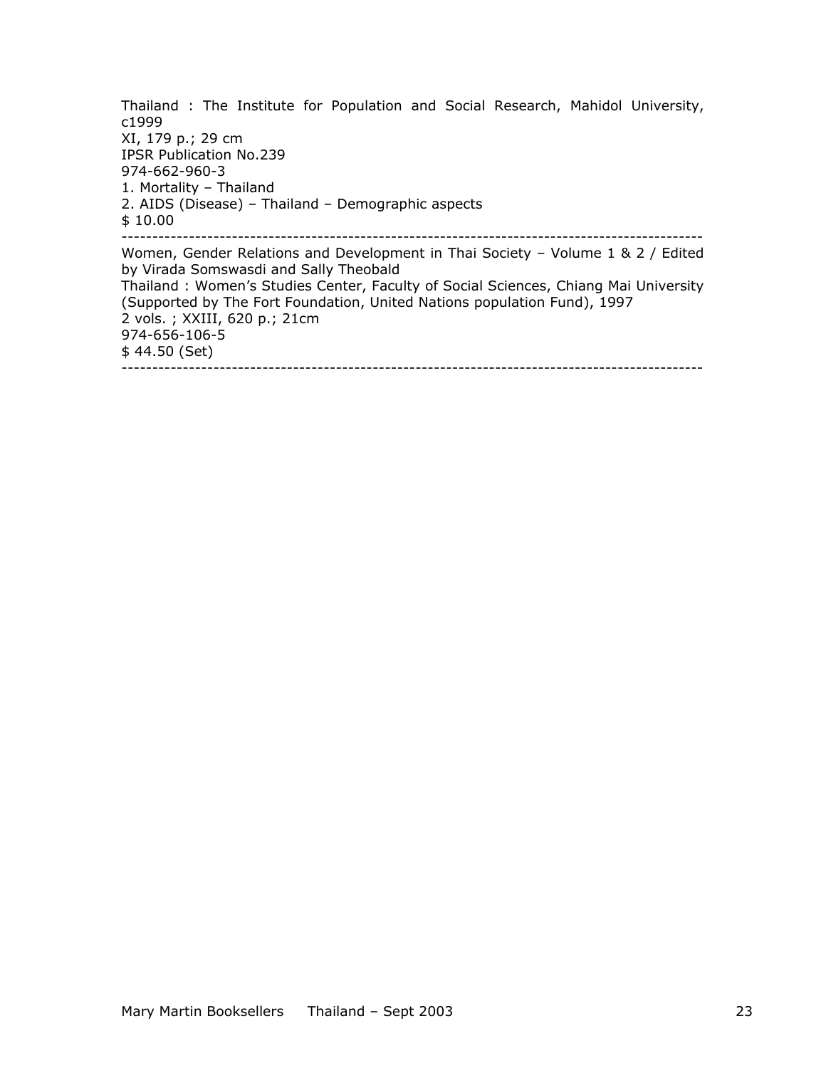Thailand : The Institute for Population and Social Research, Mahidol University, c1999
XI, 179 p.; 29 cm
IPSR Publication No.239
974-662-960-3
1. Mortality – Thailand
2. AIDS (Disease) – Thailand – Demographic aspects
$ 10.00

---

Women, Gender Relations and Development in Thai Society – Volume 1 & 2 / Edited by Virada Somswasdi and Sally Theobald
Thailand : Women's Studies Center, Faculty of Social Sciences, Chiang Mai University (Supported by The Fort Foundation, United Nations population Fund), 1997
2 vols. ; XXIII, 620 p.; 21cm
974-656-106-5
$ 44.50 (Set)

---